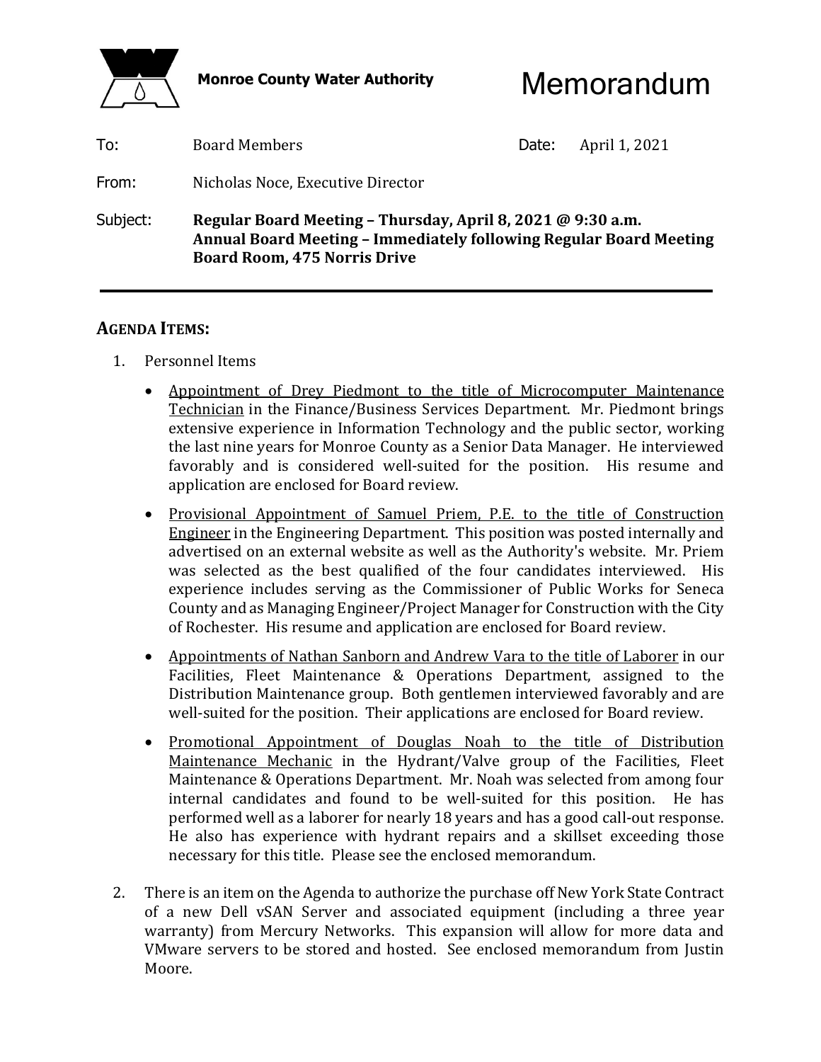**Monroe County Water Authority**

# Memorandum

**To:** Board Members

**Date:** April 1, 2021

**From:** Nicholas Noce, Executive Director

**Subject:** **Regular Board Meeting – Thursday, April 8, 2021 @ 9:30 a.m.**
**Annual Board Meeting – Immediately following Regular Board Meeting**
**Board Room, 475 Norris Drive**

---

## AGENDA ITEMS:

1. Personnel Items

   - Appointment of Drey Piedmont to the title of Microcomputer Maintenance Technician in the Finance/Business Services Department. Mr. Piedmont brings extensive experience in Information Technology and the public sector, working the last nine years for Monroe County as a Senior Data Manager. He interviewed favorably and is considered well-suited for the position. His resume and application are enclosed for Board review.

   - Provisional Appointment of Samuel Priem, P.E. to the title of Construction Engineer in the Engineering Department. This position was posted internally and advertised on an external website as well as the Authority's website. Mr. Priem was selected as the best qualified of the four candidates interviewed. His experience includes serving as the Commissioner of Public Works for Seneca County and as Managing Engineer/Project Manager for Construction with the City of Rochester. His resume and application are enclosed for Board review.

   - Appointments of Nathan Sanborn and Andrew Vara to the title of Laborer in our Facilities, Fleet Maintenance & Operations Department, assigned to the Distribution Maintenance group. Both gentlemen interviewed favorably and are well-suited for the position. Their applications are enclosed for Board review.

   - Promotional Appointment of Douglas Noah to the title of Distribution Maintenance Mechanic in the Hydrant/Valve group of the Facilities, Fleet Maintenance & Operations Department. Mr. Noah was selected from among four internal candidates and found to be well-suited for this position. He has performed well as a laborer for nearly 18 years and has a good call-out response. He also has experience with hydrant repairs and a skillset exceeding those necessary for this title. Please see the enclosed memorandum.

2. There is an item on the Agenda to authorize the purchase off New York State Contract of a new Dell vSAN Server and associated equipment (including a three year warranty) from Mercury Networks. This expansion will allow for more data and VMware servers to be stored and hosted. See enclosed memorandum from Justin Moore.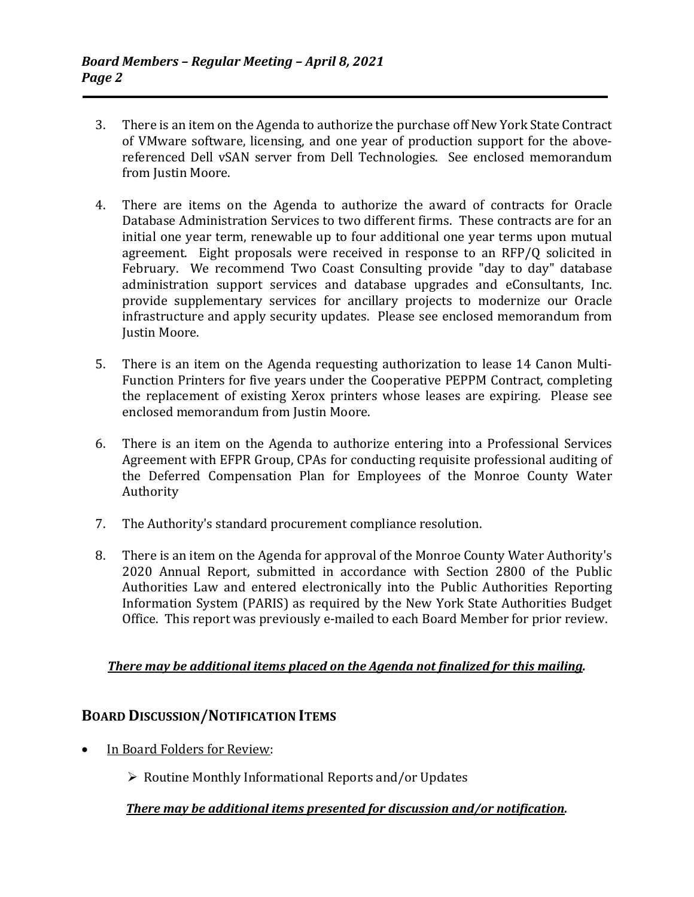3. There is an item on the Agenda to authorize the purchase off New York State Contract of VMware software, licensing, and one year of production support for the above-referenced Dell vSAN server from Dell Technologies. See enclosed memorandum from Justin Moore.

4. There are items on the Agenda to authorize the award of contracts for Oracle Database Administration Services to two different firms. These contracts are for an initial one year term, renewable up to four additional one year terms upon mutual agreement. Eight proposals were received in response to an RFP/Q solicited in February. We recommend Two Coast Consulting provide "day to day" database administration support services and database upgrades and eConsultants, Inc. provide supplementary services for ancillary projects to modernize our Oracle infrastructure and apply security updates. Please see enclosed memorandum from Justin Moore.

5. There is an item on the Agenda requesting authorization to lease 14 Canon Multi-Function Printers for five years under the Cooperative PEPPM Contract, completing the replacement of existing Xerox printers whose leases are expiring. Please see enclosed memorandum from Justin Moore.

6. There is an item on the Agenda to authorize entering into a Professional Services Agreement with EFPR Group, CPAs for conducting requisite professional auditing of the Deferred Compensation Plan for Employees of the Monroe County Water Authority

7. The Authority's standard procurement compliance resolution.

8. There is an item on the Agenda for approval of the Monroe County Water Authority's 2020 Annual Report, submitted in accordance with Section 2800 of the Public Authorities Law and entered electronically into the Public Authorities Reporting Information System (PARIS) as required by the New York State Authorities Budget Office. This report was previously e-mailed to each Board Member for prior review.

***There may be additional items placed on the Agenda not finalized for this mailing.***

## BOARD DISCUSSION/NOTIFICATION ITEMS

- In Board Folders for Review:
  - Routine Monthly Informational Reports and/or Updates

***There may be additional items presented for discussion and/or notification.***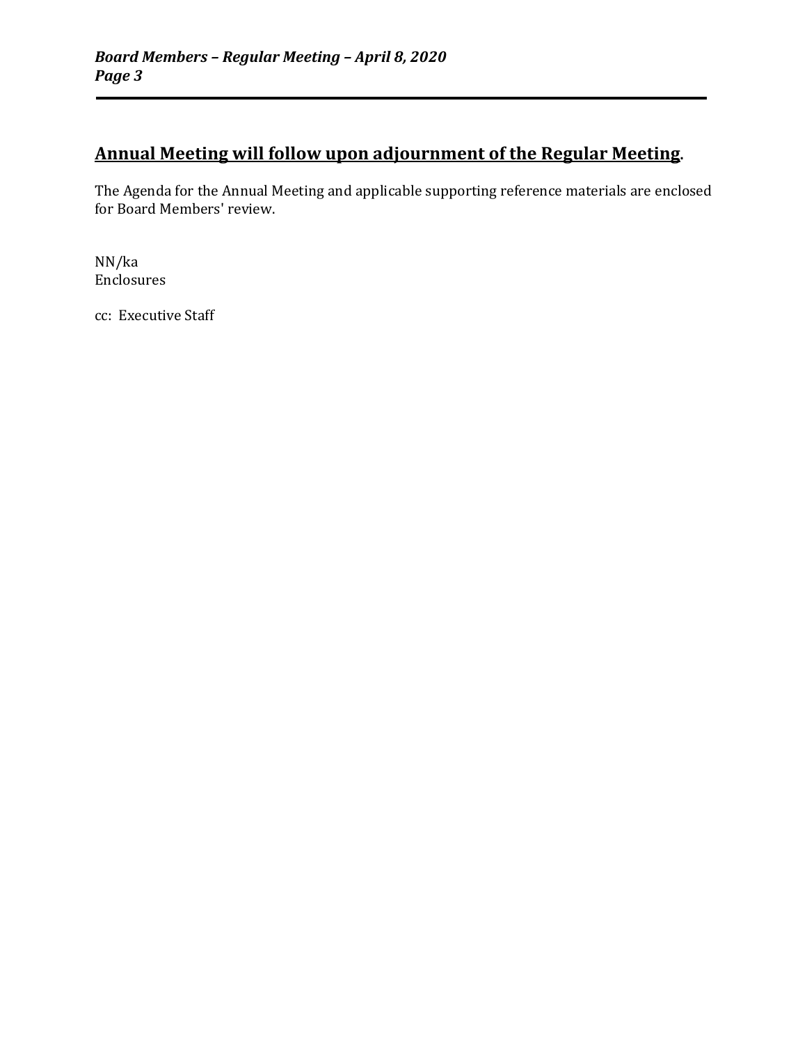**<u>Annual Meeting will follow upon adjournment of the Regular Meeting</u>.**

The Agenda for the Annual Meeting and applicable supporting reference materials are enclosed for Board Members' review.

NN/ka
Enclosures

cc: Executive Staff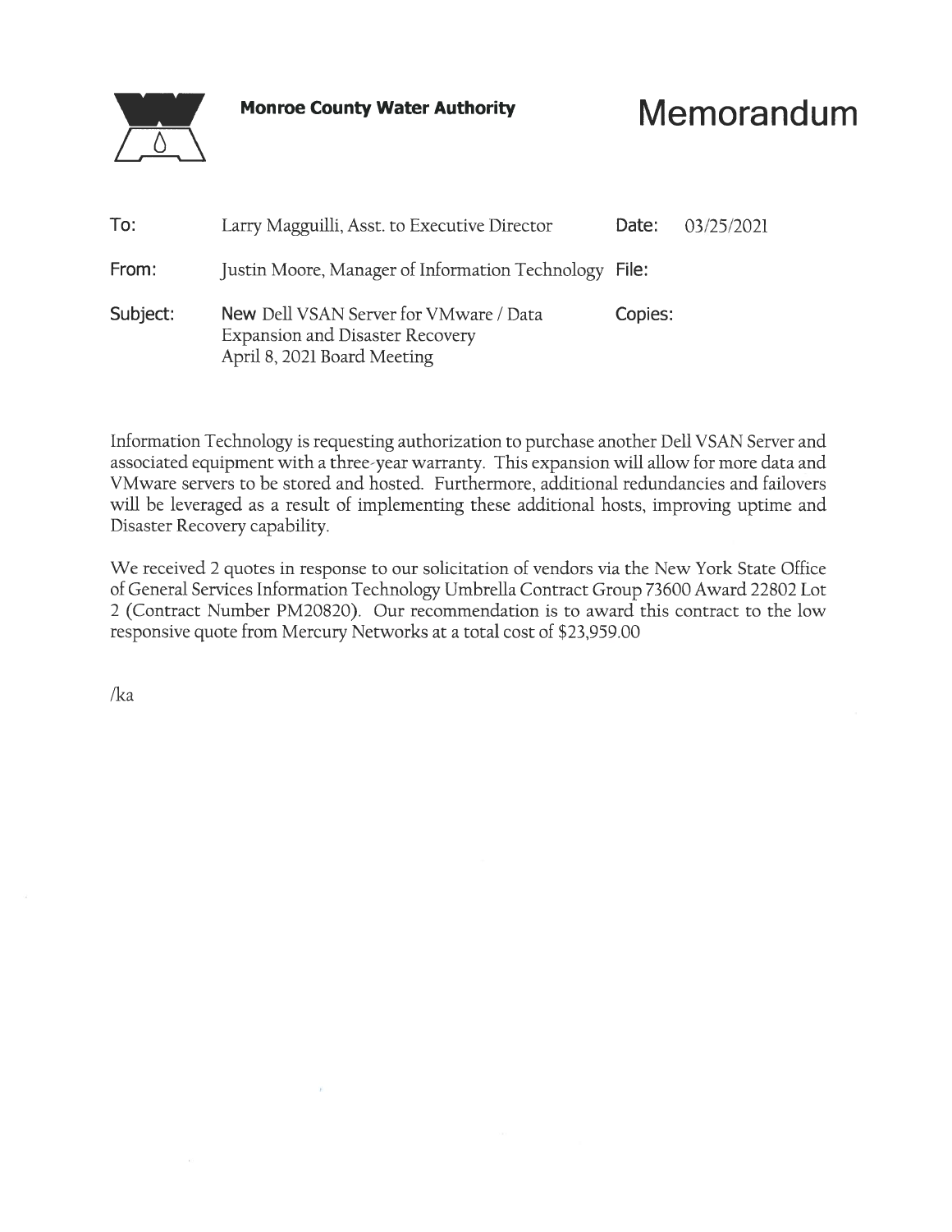**Monroe County Water Authority**

# Memorandum

| | | | |
|---|---|---|---|
| To: | Larry Magguilli, Asst. to Executive Director | Date: | 03/25/2021 |
| From: | Justin Moore, Manager of Information Technology | File: | |
| Subject: | New Dell VSAN Server for VMware / Data Expansion and Disaster Recovery<br>April 8, 2021 Board Meeting | Copies: | |

Information Technology is requesting authorization to purchase another Dell VSAN Server and associated equipment with a three-year warranty. This expansion will allow for more data and VMware servers to be stored and hosted. Furthermore, additional redundancies and failovers will be leveraged as a result of implementing these additional hosts, improving uptime and Disaster Recovery capability.

We received 2 quotes in response to our solicitation of vendors via the New York State Office of General Services Information Technology Umbrella Contract Group 73600 Award 22802 Lot 2 (Contract Number PM20820). Our recommendation is to award this contract to the low responsive quote from Mercury Networks at a total cost of $23,959.00

/ka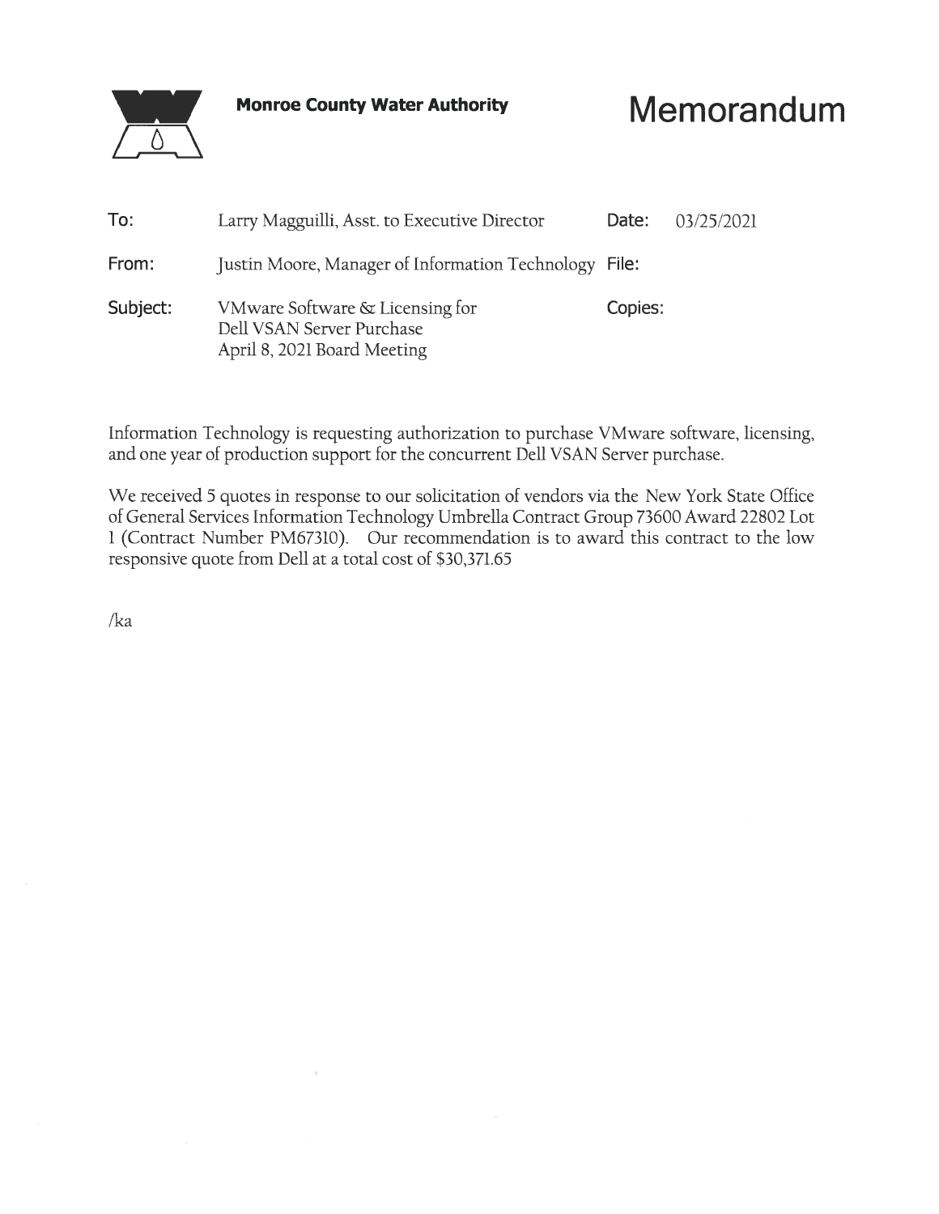**Monroe County Water Authority**

# Memorandum

| | | | |
|---|---|---|---|
| **To:** | Larry Magguilli, Asst. to Executive Director | **Date:** | 03/25/2021 |
| **From:** | Justin Moore, Manager of Information Technology | **File:** | |
| **Subject:** | VMware Software & Licensing for Dell VSAN Server Purchase April 8, 2021 Board Meeting | **Copies:** | |

Information Technology is requesting authorization to purchase VMware software, licensing, and one year of production support for the concurrent Dell VSAN Server purchase.

We received 5 quotes in response to our solicitation of vendors via the New York State Office of General Services Information Technology Umbrella Contract Group 73600 Award 22802 Lot 1 (Contract Number PM67310). Our recommendation is to award this contract to the low responsive quote from Dell at a total cost of $30,371.65

/ka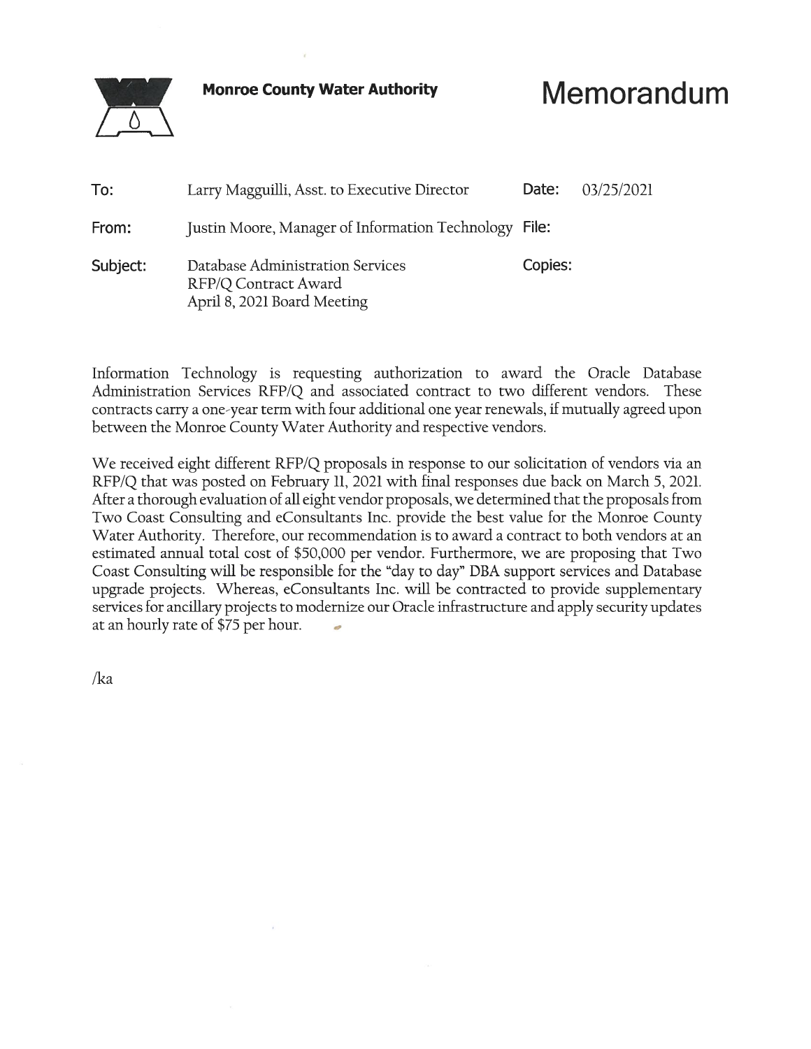**Monroe County Water Authority**

# Memorandum

| | | | |
|---|---|---|---|
| **To:** | Larry Magguilli, Asst. to Executive Director | **Date:** | 03/25/2021 |
| **From:** | Justin Moore, Manager of Information Technology | **File:** | |
| **Subject:** | Database Administration Services<br>RFP/Q Contract Award<br>April 8, 2021 Board Meeting | **Copies:** | |

Information Technology is requesting authorization to award the Oracle Database Administration Services RFP/Q and associated contract to two different vendors. These contracts carry a one-year term with four additional one year renewals, if mutually agreed upon between the Monroe County Water Authority and respective vendors.

We received eight different RFP/Q proposals in response to our solicitation of vendors via an RFP/Q that was posted on February 11, 2021 with final responses due back on March 5, 2021. After a thorough evaluation of all eight vendor proposals, we determined that the proposals from Two Coast Consulting and eConsultants Inc. provide the best value for the Monroe County Water Authority. Therefore, our recommendation is to award a contract to both vendors at an estimated annual total cost of $50,000 per vendor. Furthermore, we are proposing that Two Coast Consulting will be responsible for the "day to day" DBA support services and Database upgrade projects. Whereas, eConsultants Inc. will be contracted to provide supplementary services for ancillary projects to modernize our Oracle infrastructure and apply security updates at an hourly rate of $75 per hour.

/ka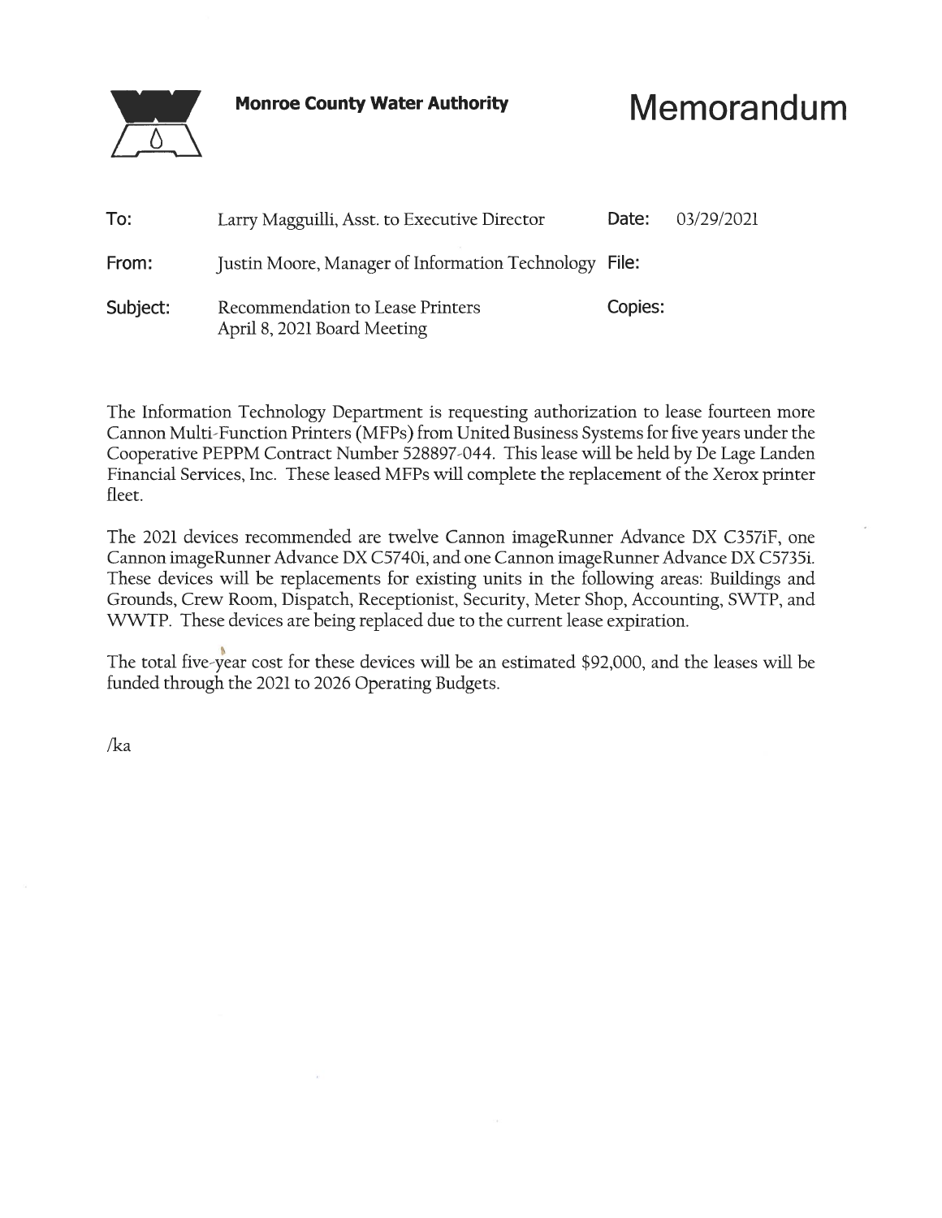**Monroe County Water Authority**

# Memorandum

| | | | |
|---|---|---|---|
| To: | Larry Magguilli, Asst. to Executive Director | Date: | 03/29/2021 |
| From: | Justin Moore, Manager of Information Technology | File: | |
| Subject: | Recommendation to Lease Printers<br>April 8, 2021 Board Meeting | Copies: | |

The Information Technology Department is requesting authorization to lease fourteen more Cannon Multi-Function Printers (MFPs) from United Business Systems for five years under the Cooperative PEPPM Contract Number 528897-044. This lease will be held by De Lage Landen Financial Services, Inc. These leased MFPs will complete the replacement of the Xerox printer fleet.

The 2021 devices recommended are twelve Cannon imageRunner Advance DX C357iF, one Cannon imageRunner Advance DX C5740i, and one Cannon imageRunner Advance DX C5735i. These devices will be replacements for existing units in the following areas: Buildings and Grounds, Crew Room, Dispatch, Receptionist, Security, Meter Shop, Accounting, SWTP, and WWTP. These devices are being replaced due to the current lease expiration.

The total five-year cost for these devices will be an estimated $92,000, and the leases will be funded through the 2021 to 2026 Operating Budgets.

/ka